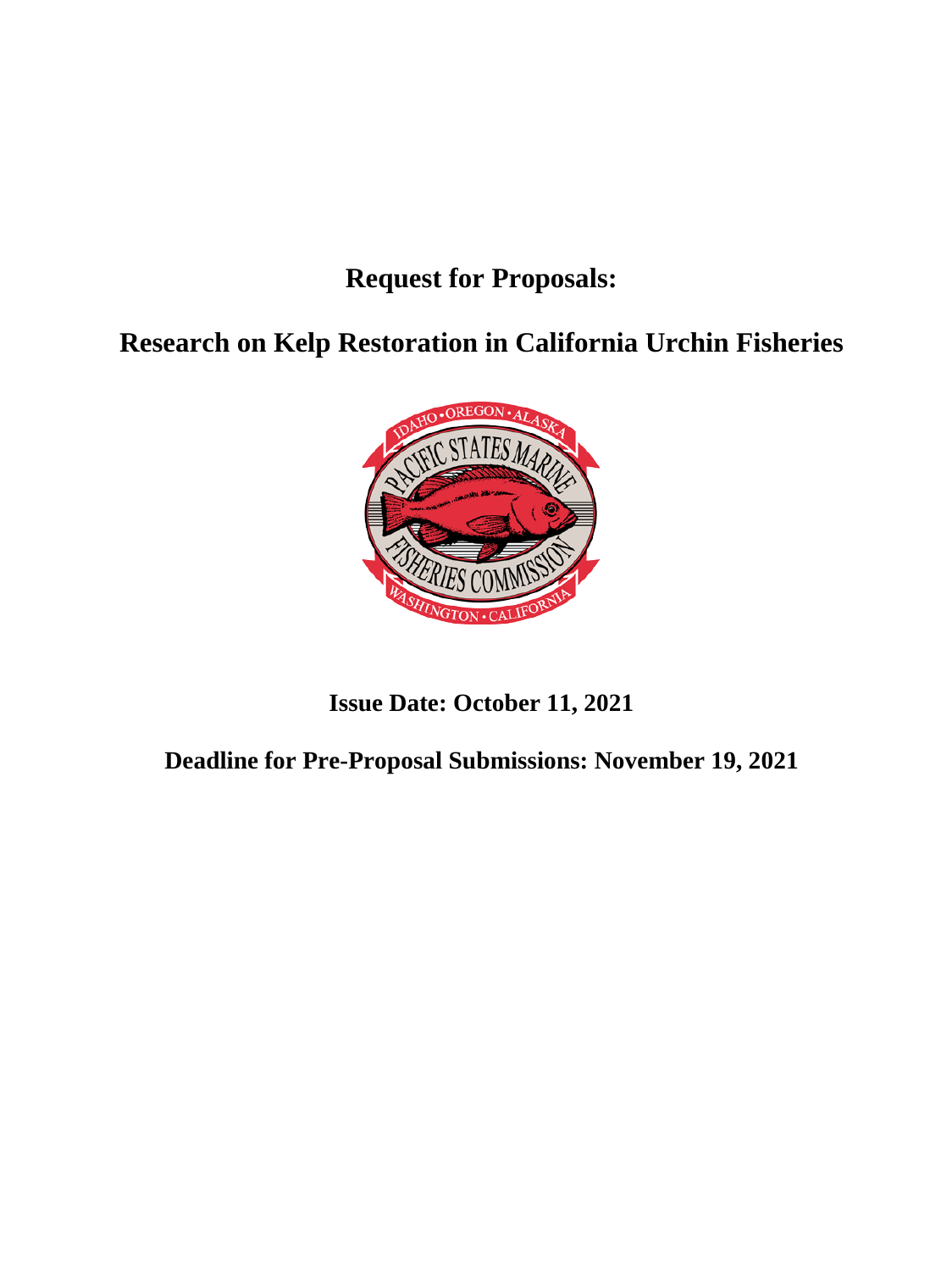# Request for Proposals:

# Research on Kelp Restoration in California Urchin Fisheries

**Issue Date: October 11, 2021**

**Deadline for Pre-Proposal Submissions: November 19, 2021**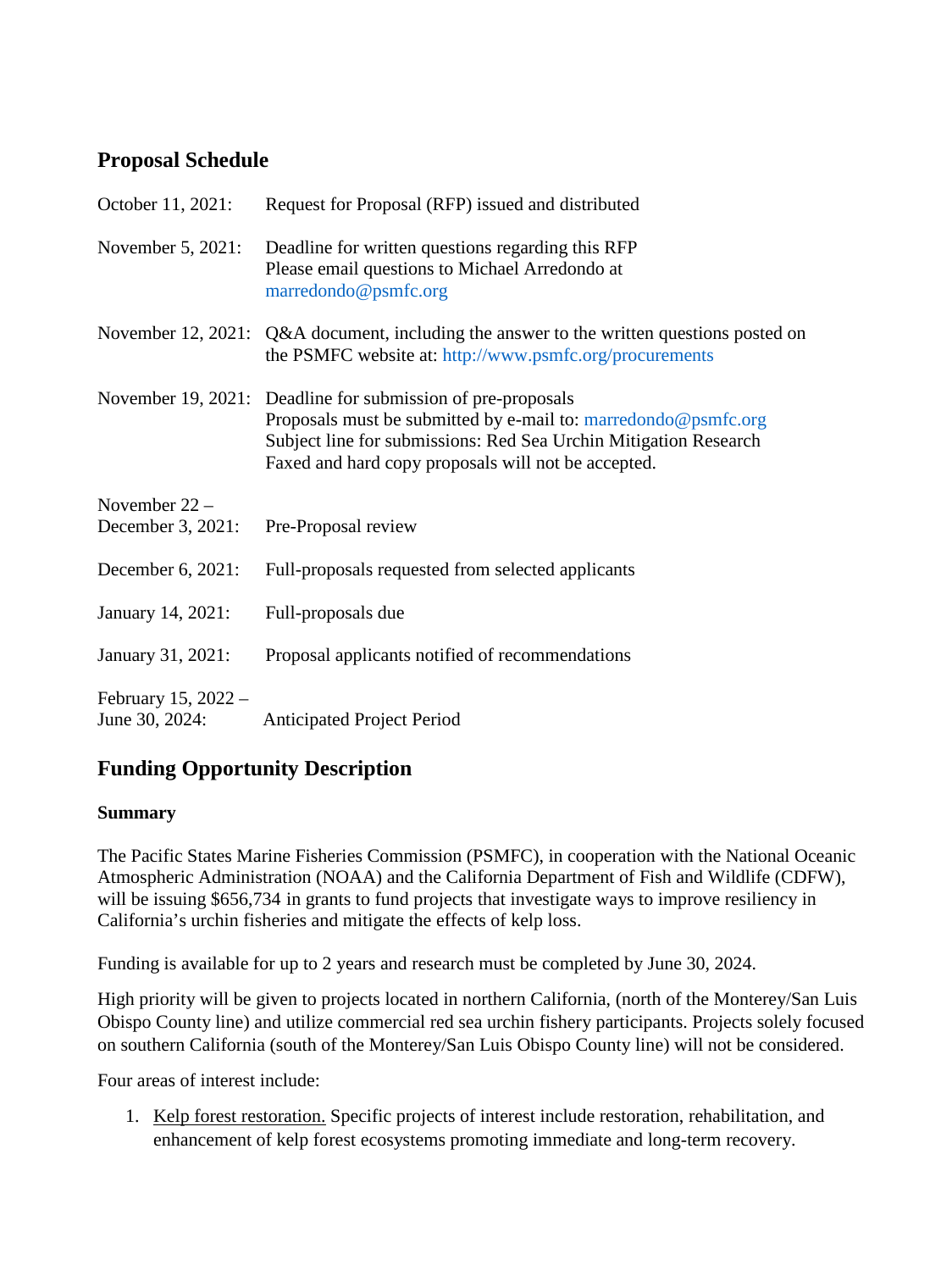## Proposal Schedule

| | |
|---|---|
| October 11, 2021: | Request for Proposal (RFP) issued and distributed |
| November 5, 2021: | Deadline for written questions regarding this RFP<br>Please email questions to Michael Arredondo at marredondo@psmfc.org |
| November 12, 2021: | Q&A document, including the answer to the written questions posted on the PSMFC website at: http://www.psmfc.org/procurements |
| November 19, 2021: | Deadline for submission of pre-proposals<br>Proposals must be submitted by e-mail to: marredondo@psmfc.org<br>Subject line for submissions: Red Sea Urchin Mitigation Research<br>Faxed and hard copy proposals will not be accepted. |
| November 22 – December 3, 2021: | Pre-Proposal review |
| December 6, 2021: | Full-proposals requested from selected applicants |
| January 14, 2021: | Full-proposals due |
| January 31, 2021: | Proposal applicants notified of recommendations |
| February 15, 2022 – June 30, 2024: | Anticipated Project Period |

## Funding Opportunity Description

**Summary**

The Pacific States Marine Fisheries Commission (PSMFC), in cooperation with the National Oceanic Atmospheric Administration (NOAA) and the California Department of Fish and Wildlife (CDFW), will be issuing $656,734 in grants to fund projects that investigate ways to improve resiliency in California's urchin fisheries and mitigate the effects of kelp loss.

Funding is available for up to 2 years and research must be completed by June 30, 2024.

High priority will be given to projects located in northern California, (north of the Monterey/San Luis Obispo County line) and utilize commercial red sea urchin fishery participants. Projects solely focused on southern California (south of the Monterey/San Luis Obispo County line) will not be considered.

Four areas of interest include:

1. Kelp forest restoration. Specific projects of interest include restoration, rehabilitation, and enhancement of kelp forest ecosystems promoting immediate and long-term recovery.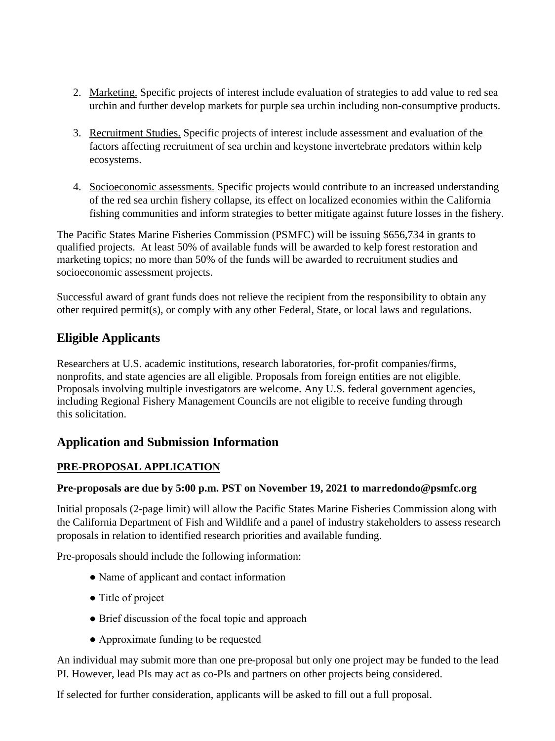2. Marketing. Specific projects of interest include evaluation of strategies to add value to red sea urchin and further develop markets for purple sea urchin including non-consumptive products.

3. Recruitment Studies. Specific projects of interest include assessment and evaluation of the factors affecting recruitment of sea urchin and keystone invertebrate predators within kelp ecosystems.

4. Socioeconomic assessments. Specific projects would contribute to an increased understanding of the red sea urchin fishery collapse, its effect on localized economies within the California fishing communities and inform strategies to better mitigate against future losses in the fishery.

The Pacific States Marine Fisheries Commission (PSMFC) will be issuing $656,734 in grants to qualified projects. At least 50% of available funds will be awarded to kelp forest restoration and marketing topics; no more than 50% of the funds will be awarded to recruitment studies and socioeconomic assessment projects.

Successful award of grant funds does not relieve the recipient from the responsibility to obtain any other required permit(s), or comply with any other Federal, State, or local laws and regulations.

## Eligible Applicants

Researchers at U.S. academic institutions, research laboratories, for-profit companies/firms, nonprofits, and state agencies are all eligible. Proposals from foreign entities are not eligible. Proposals involving multiple investigators are welcome. Any U.S. federal government agencies, including Regional Fishery Management Councils are not eligible to receive funding through this solicitation.

## Application and Submission Information

### PRE-PROPOSAL APPLICATION

**Pre-proposals are due by 5:00 p.m. PST on November 19, 2021 to marredondo@psmfc.org**

Initial proposals (2-page limit) will allow the Pacific States Marine Fisheries Commission along with the California Department of Fish and Wildlife and a panel of industry stakeholders to assess research proposals in relation to identified research priorities and available funding.

Pre-proposals should include the following information:

- Name of applicant and contact information
- Title of project
- Brief discussion of the focal topic and approach
- Approximate funding to be requested

An individual may submit more than one pre-proposal but only one project may be funded to the lead PI. However, lead PIs may act as co-PIs and partners on other projects being considered.

If selected for further consideration, applicants will be asked to fill out a full proposal.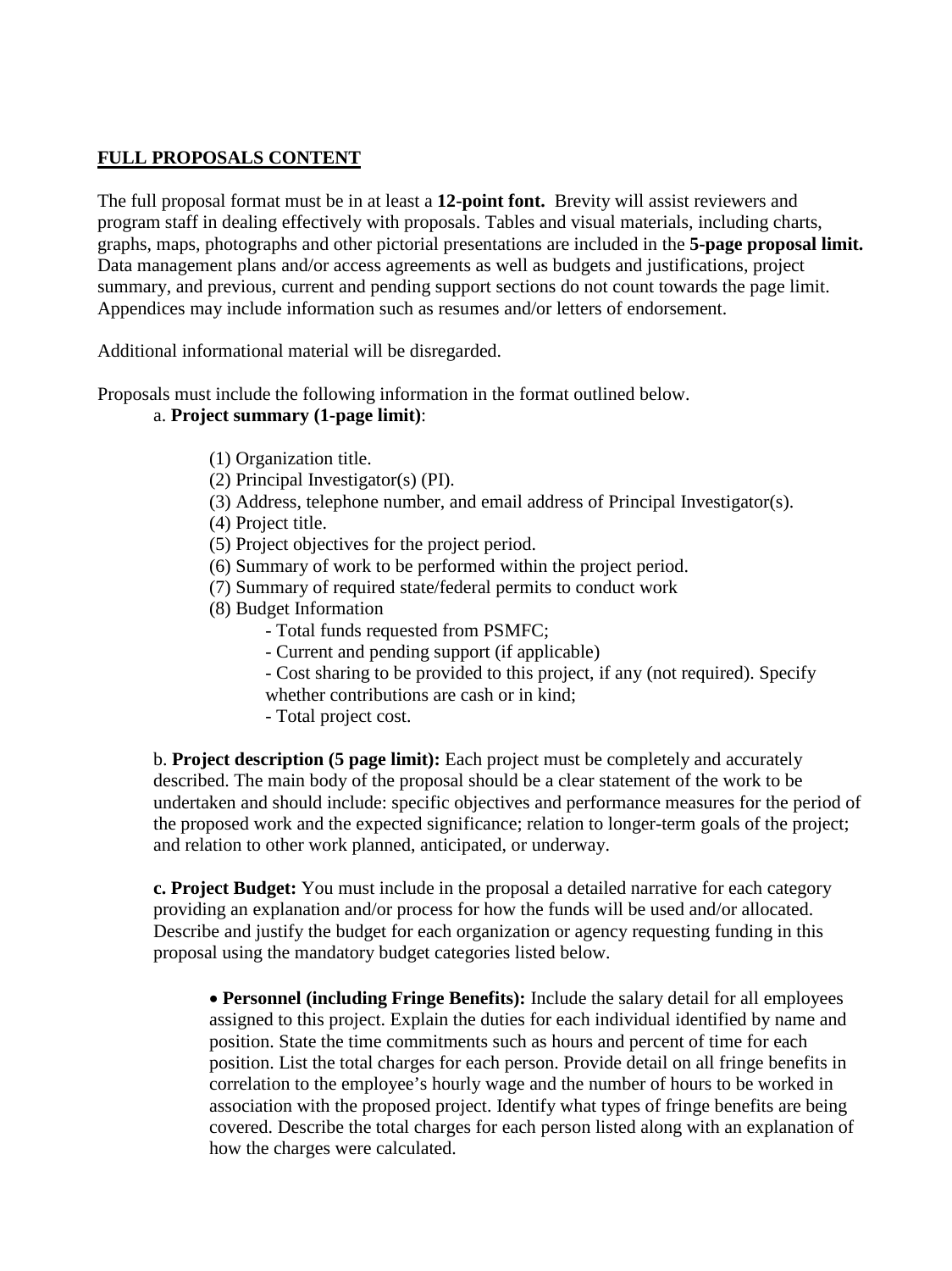## FULL PROPOSALS CONTENT

The full proposal format must be in at least a **12-point font.** Brevity will assist reviewers and program staff in dealing effectively with proposals. Tables and visual materials, including charts, graphs, maps, photographs and other pictorial presentations are included in the **5-page proposal limit.** Data management plans and/or access agreements as well as budgets and justifications, project summary, and previous, current and pending support sections do not count towards the page limit. Appendices may include information such as resumes and/or letters of endorsement.

Additional informational material will be disregarded.

Proposals must include the following information in the format outlined below.

a. **Project summary (1-page limit)**:

(1) Organization title.
(2) Principal Investigator(s) (PI).
(3) Address, telephone number, and email address of Principal Investigator(s).
(4) Project title.
(5) Project objectives for the project period.
(6) Summary of work to be performed within the project period.
(7) Summary of required state/federal permits to conduct work
(8) Budget Information

- Total funds requested from PSMFC;
- Current and pending support (if applicable)
- Cost sharing to be provided to this project, if any (not required). Specify whether contributions are cash or in kind;
- Total project cost.

b. **Project description (5 page limit):** Each project must be completely and accurately described. The main body of the proposal should be a clear statement of the work to be undertaken and should include: specific objectives and performance measures for the period of the proposed work and the expected significance; relation to longer-term goals of the project; and relation to other work planned, anticipated, or underway.

**c. Project Budget:** You must include in the proposal a detailed narrative for each category providing an explanation and/or process for how the funds will be used and/or allocated. Describe and justify the budget for each organization or agency requesting funding in this proposal using the mandatory budget categories listed below.

- **Personnel (including Fringe Benefits):** Include the salary detail for all employees assigned to this project. Explain the duties for each individual identified by name and position. State the time commitments such as hours and percent of time for each position. List the total charges for each person. Provide detail on all fringe benefits in correlation to the employee's hourly wage and the number of hours to be worked in association with the proposed project. Identify what types of fringe benefits are being covered. Describe the total charges for each person listed along with an explanation of how the charges were calculated.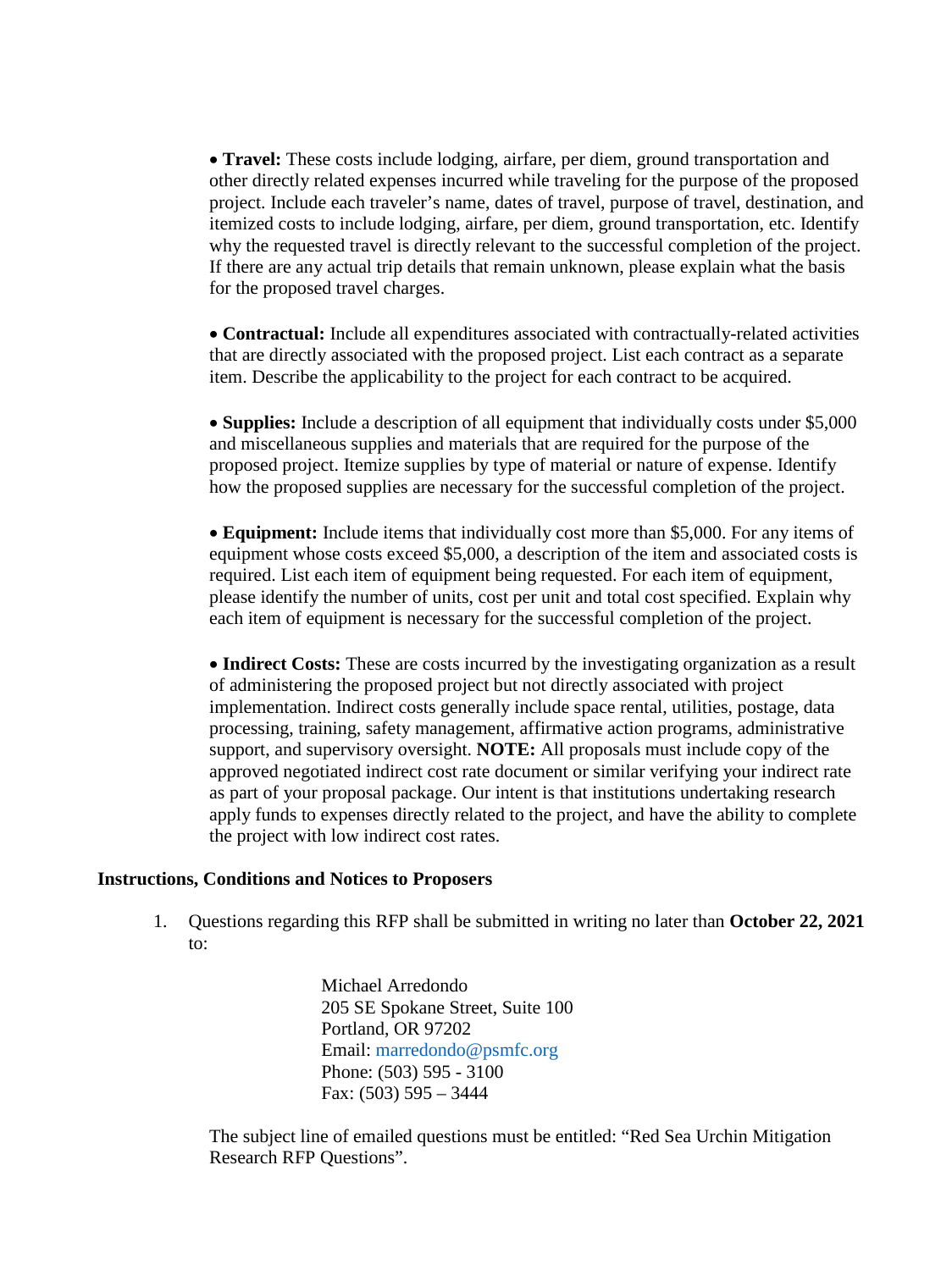- **Travel:** These costs include lodging, airfare, per diem, ground transportation and other directly related expenses incurred while traveling for the purpose of the proposed project. Include each traveler's name, dates of travel, purpose of travel, destination, and itemized costs to include lodging, airfare, per diem, ground transportation, etc. Identify why the requested travel is directly relevant to the successful completion of the project. If there are any actual trip details that remain unknown, please explain what the basis for the proposed travel charges.

- **Contractual:** Include all expenditures associated with contractually-related activities that are directly associated with the proposed project. List each contract as a separate item. Describe the applicability to the project for each contract to be acquired.

- **Supplies:** Include a description of all equipment that individually costs under $5,000 and miscellaneous supplies and materials that are required for the purpose of the proposed project. Itemize supplies by type of material or nature of expense. Identify how the proposed supplies are necessary for the successful completion of the project.

- **Equipment:** Include items that individually cost more than $5,000. For any items of equipment whose costs exceed $5,000, a description of the item and associated costs is required. List each item of equipment being requested. For each item of equipment, please identify the number of units, cost per unit and total cost specified. Explain why each item of equipment is necessary for the successful completion of the project.

- **Indirect Costs:** These are costs incurred by the investigating organization as a result of administering the proposed project but not directly associated with project implementation. Indirect costs generally include space rental, utilities, postage, data processing, training, safety management, affirmative action programs, administrative support, and supervisory oversight. **NOTE:** All proposals must include copy of the approved negotiated indirect cost rate document or similar verifying your indirect rate as part of your proposal package. Our intent is that institutions undertaking research apply funds to expenses directly related to the project, and have the ability to complete the project with low indirect cost rates.

**Instructions, Conditions and Notices to Proposers**

1. Questions regarding this RFP shall be submitted in writing no later than **October 22, 2021** to:

   Michael Arredondo
   205 SE Spokane Street, Suite 100
   Portland, OR 97202
   Email: marredondo@psmfc.org
   Phone: (503) 595 - 3100
   Fax: (503) 595 – 3444

   The subject line of emailed questions must be entitled: "Red Sea Urchin Mitigation Research RFP Questions".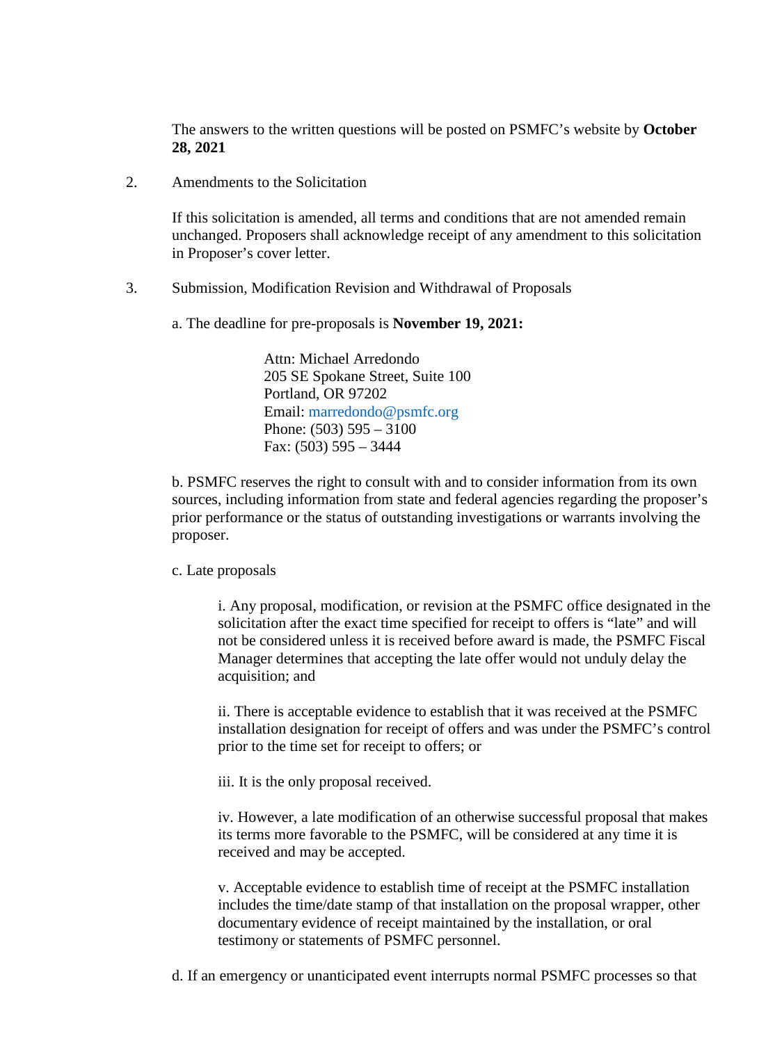The answers to the written questions will be posted on PSMFC's website by **October 28, 2021**

2. Amendments to the Solicitation

   If this solicitation is amended, all terms and conditions that are not amended remain unchanged. Proposers shall acknowledge receipt of any amendment to this solicitation in Proposer's cover letter.

3. Submission, Modification Revision and Withdrawal of Proposals

   a. The deadline for pre-proposals is **November 19, 2021:**

   Attn: Michael Arredondo
   205 SE Spokane Street, Suite 100
   Portland, OR 97202
   Email: marredondo@psmfc.org
   Phone: (503) 595 – 3100
   Fax: (503) 595 – 3444

   b. PSMFC reserves the right to consult with and to consider information from its own sources, including information from state and federal agencies regarding the proposer's prior performance or the status of outstanding investigations or warrants involving the proposer.

   c. Late proposals

   i. Any proposal, modification, or revision at the PSMFC office designated in the solicitation after the exact time specified for receipt to offers is "late" and will not be considered unless it is received before award is made, the PSMFC Fiscal Manager determines that accepting the late offer would not unduly delay the acquisition; and

   ii. There is acceptable evidence to establish that it was received at the PSMFC installation designation for receipt of offers and was under the PSMFC's control prior to the time set for receipt to offers; or

   iii. It is the only proposal received.

   iv. However, a late modification of an otherwise successful proposal that makes its terms more favorable to the PSMFC, will be considered at any time it is received and may be accepted.

   v. Acceptable evidence to establish time of receipt at the PSMFC installation includes the time/date stamp of that installation on the proposal wrapper, other documentary evidence of receipt maintained by the installation, or oral testimony or statements of PSMFC personnel.

   d. If an emergency or unanticipated event interrupts normal PSMFC processes so that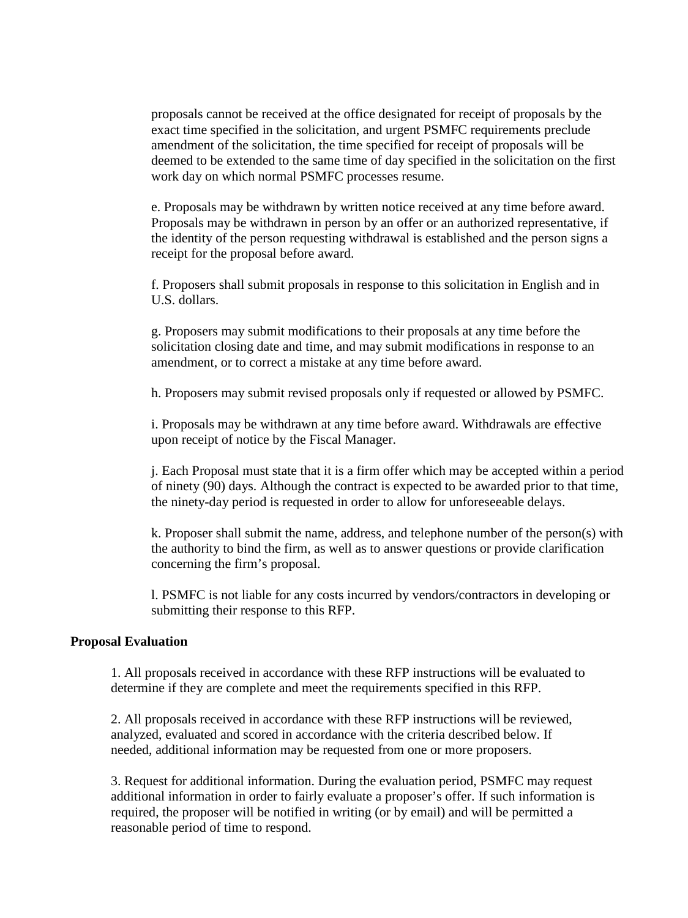proposals cannot be received at the office designated for receipt of proposals by the exact time specified in the solicitation, and urgent PSMFC requirements preclude amendment of the solicitation, the time specified for receipt of proposals will be deemed to be extended to the same time of day specified in the solicitation on the first work day on which normal PSMFC processes resume.

e. Proposals may be withdrawn by written notice received at any time before award. Proposals may be withdrawn in person by an offer or an authorized representative, if the identity of the person requesting withdrawal is established and the person signs a receipt for the proposal before award.

f. Proposers shall submit proposals in response to this solicitation in English and in U.S. dollars.

g. Proposers may submit modifications to their proposals at any time before the solicitation closing date and time, and may submit modifications in response to an amendment, or to correct a mistake at any time before award.

h. Proposers may submit revised proposals only if requested or allowed by PSMFC.

i. Proposals may be withdrawn at any time before award. Withdrawals are effective upon receipt of notice by the Fiscal Manager.

j. Each Proposal must state that it is a firm offer which may be accepted within a period of ninety (90) days. Although the contract is expected to be awarded prior to that time, the ninety-day period is requested in order to allow for unforeseeable delays.

k. Proposer shall submit the name, address, and telephone number of the person(s) with the authority to bind the firm, as well as to answer questions or provide clarification concerning the firm's proposal.

l. PSMFC is not liable for any costs incurred by vendors/contractors in developing or submitting their response to this RFP.

**Proposal Evaluation**

1. All proposals received in accordance with these RFP instructions will be evaluated to determine if they are complete and meet the requirements specified in this RFP.

2. All proposals received in accordance with these RFP instructions will be reviewed, analyzed, evaluated and scored in accordance with the criteria described below. If needed, additional information may be requested from one or more proposers.

3. Request for additional information. During the evaluation period, PSMFC may request additional information in order to fairly evaluate a proposer's offer. If such information is required, the proposer will be notified in writing (or by email) and will be permitted a reasonable period of time to respond.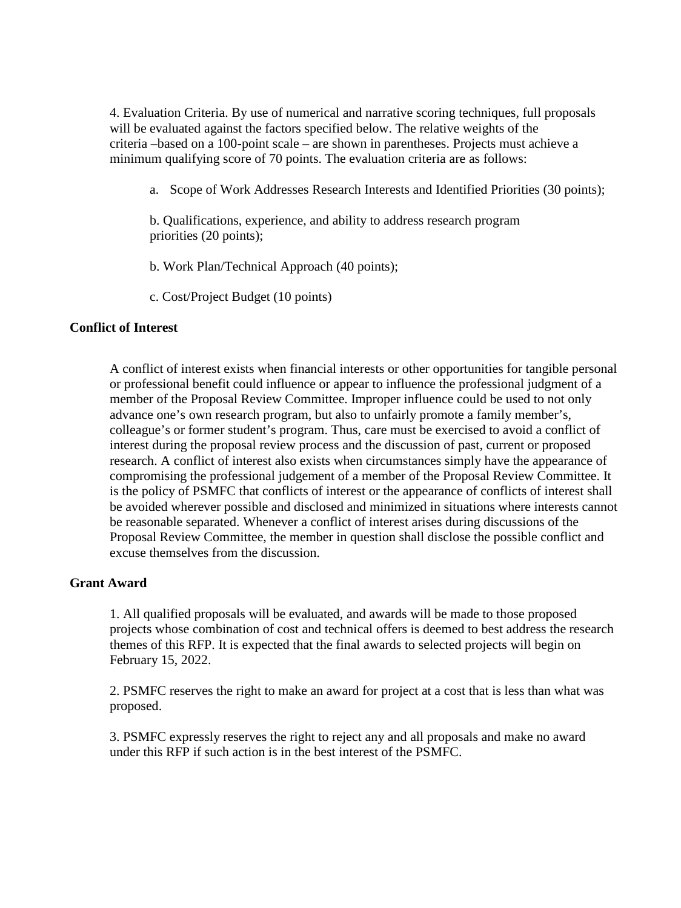4. Evaluation Criteria. By use of numerical and narrative scoring techniques, full proposals will be evaluated against the factors specified below. The relative weights of the criteria –based on a 100-point scale – are shown in parentheses. Projects must achieve a minimum qualifying score of 70 points. The evaluation criteria are as follows:

a. Scope of Work Addresses Research Interests and Identified Priorities (30 points);

b. Qualifications, experience, and ability to address research program priorities (20 points);

b. Work Plan/Technical Approach (40 points);

c. Cost/Project Budget (10 points)

**Conflict of Interest**

A conflict of interest exists when financial interests or other opportunities for tangible personal or professional benefit could influence or appear to influence the professional judgment of a member of the Proposal Review Committee. Improper influence could be used to not only advance one's own research program, but also to unfairly promote a family member's, colleague's or former student's program. Thus, care must be exercised to avoid a conflict of interest during the proposal review process and the discussion of past, current or proposed research. A conflict of interest also exists when circumstances simply have the appearance of compromising the professional judgement of a member of the Proposal Review Committee. It is the policy of PSMFC that conflicts of interest or the appearance of conflicts of interest shall be avoided wherever possible and disclosed and minimized in situations where interests cannot be reasonable separated. Whenever a conflict of interest arises during discussions of the Proposal Review Committee, the member in question shall disclose the possible conflict and excuse themselves from the discussion.

**Grant Award**

1. All qualified proposals will be evaluated, and awards will be made to those proposed projects whose combination of cost and technical offers is deemed to best address the research themes of this RFP. It is expected that the final awards to selected projects will begin on February 15, 2022.

2. PSMFC reserves the right to make an award for project at a cost that is less than what was proposed.

3. PSMFC expressly reserves the right to reject any and all proposals and make no award under this RFP if such action is in the best interest of the PSMFC.